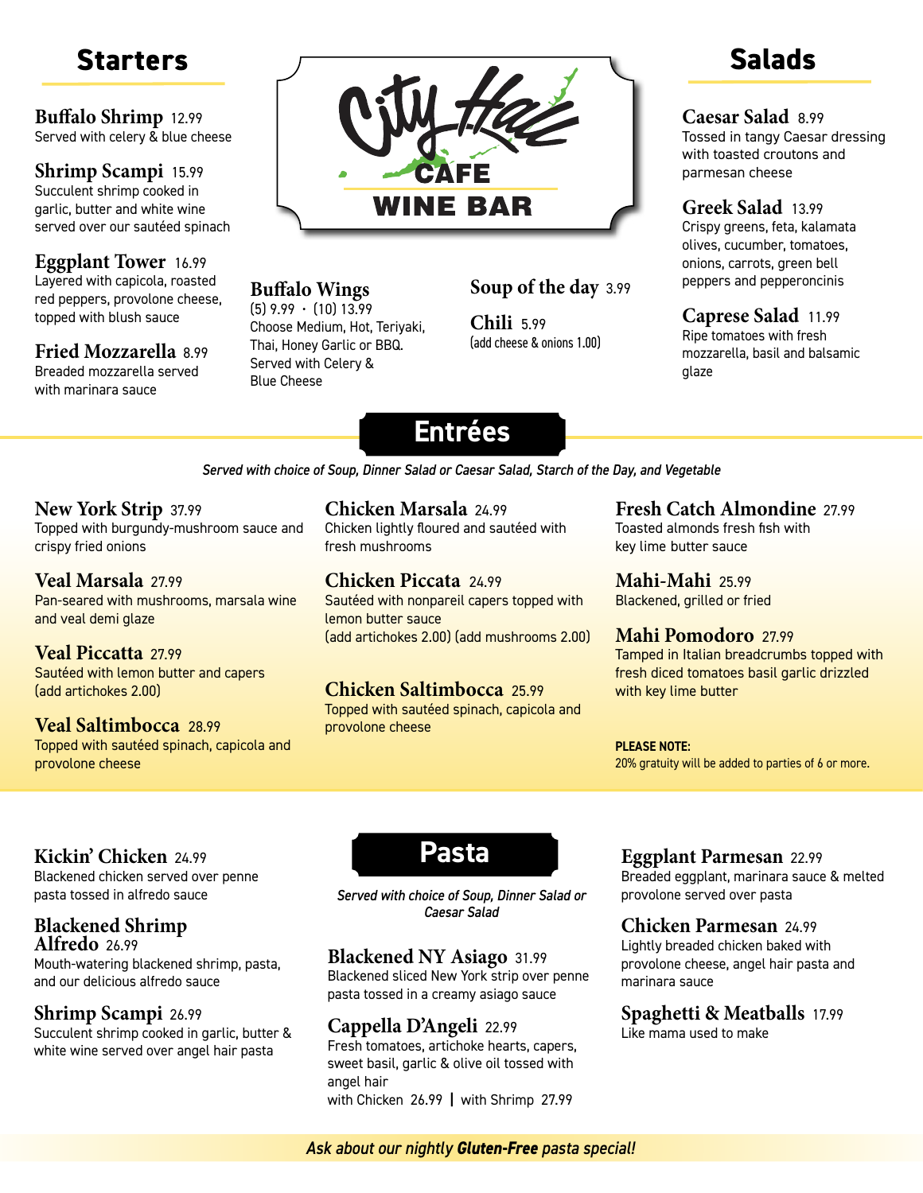# City Hall CAFE WINE BAR

## Starters

**Buffalo Shrimp** 12.99
Served with celery & blue cheese

**Shrimp Scampi** 15.99
Succulent shrimp cooked in garlic, butter and white wine served over our sautéed spinach

**Eggplant Tower** 16.99
Layered with capicola, roasted red peppers, provolone cheese, topped with blush sauce

**Fried Mozzarella** 8.99
Breaded mozzarella served with marinara sauce

**Buffalo Wings**
(5) 9.99 · (10) 13.99
Choose Medium, Hot, Teriyaki, Thai, Honey Garlic or BBQ. Served with Celery & Blue Cheese

**Soup of the day** 3.99

**Chili** 5.99
(add cheese & onions 1.00)

## Salads

**Caesar Salad** 8.99
Tossed in tangy Caesar dressing with toasted croutons and parmesan cheese

**Greek Salad** 13.99
Crispy greens, feta, kalamata olives, cucumber, tomatoes, onions, carrots, green bell peppers and pepperoncinis

**Caprese Salad** 11.99
Ripe tomatoes with fresh mozzarella, basil and balsamic glaze

## Entrées

*Served with choice of Soup, Dinner Salad or Caesar Salad, Starch of the Day, and Vegetable*

**New York Strip** 37.99
Topped with burgundy-mushroom sauce and crispy fried onions

**Veal Marsala** 27.99
Pan-seared with mushrooms, marsala wine and veal demi glaze

**Veal Piccatta** 27.99
Sautéed with lemon butter and capers
(add artichokes 2.00)

**Veal Saltimbocca** 28.99
Topped with sautéed spinach, capicola and provolone cheese

**Chicken Marsala** 24.99
Chicken lightly floured and sautéed with fresh mushrooms

**Chicken Piccata** 24.99
Sautéed with nonpareil capers topped with lemon butter sauce
(add artichokes 2.00) (add mushrooms 2.00)

**Chicken Saltimbocca** 25.99
Topped with sautéed spinach, capicola and provolone cheese

**Fresh Catch Almondine** 27.99
Toasted almonds fresh fish with key lime butter sauce

**Mahi-Mahi** 25.99
Blackened, grilled or fried

**Mahi Pomodoro** 27.99
Tamped in Italian breadcrumbs topped with fresh diced tomatoes basil garlic drizzled with key lime butter

**PLEASE NOTE:**
20% gratuity will be added to parties of 6 or more.

## Pasta

*Served with choice of Soup, Dinner Salad or Caesar Salad*

**Kickin' Chicken** 24.99
Blackened chicken served over penne pasta tossed in alfredo sauce

**Blackened Shrimp Alfredo** 26.99
Mouth-watering blackened shrimp, pasta, and our delicious alfredo sauce

**Shrimp Scampi** 26.99
Succulent shrimp cooked in garlic, butter & white wine served over angel hair pasta

**Blackened NY Asiago** 31.99
Blackened sliced New York strip over penne pasta tossed in a creamy asiago sauce

**Cappella D'Angeli** 22.99
Fresh tomatoes, artichoke hearts, capers, sweet basil, garlic & olive oil tossed with angel hair
with Chicken 26.99 | with Shrimp 27.99

**Eggplant Parmesan** 22.99
Breaded eggplant, marinara sauce & melted provolone served over pasta

**Chicken Parmesan** 24.99
Lightly breaded chicken baked with provolone cheese, angel hair pasta and marinara sauce

**Spaghetti & Meatballs** 17.99
Like mama used to make

*Ask about our nightly **Gluten-Free** pasta special!*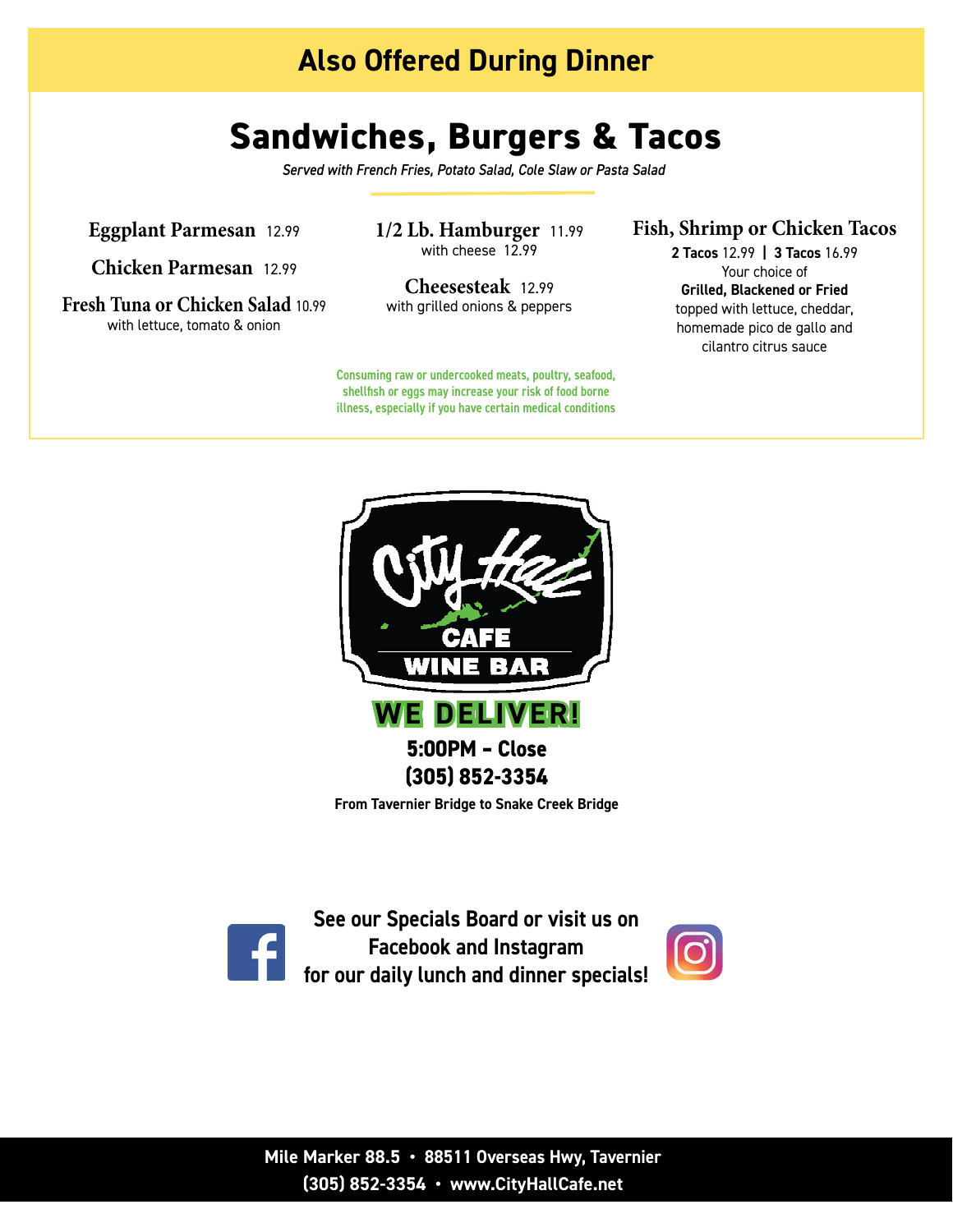## Also Offered During Dinner

# Sandwiches, Burgers & Tacos

*Served with French Fries, Potato Salad, Cole Slaw or Pasta Salad*

**Eggplant Parmesan** 12.99

**Chicken Parmesan** 12.99

**Fresh Tuna or Chicken Salad** 10.99
with lettuce, tomato & onion

**1/2 Lb. Hamburger** 11.99
with cheese 12.99

**Cheesesteak** 12.99
with grilled onions & peppers

**Fish, Shrimp or Chicken Tacos**
**2 Tacos** 12.99 | **3 Tacos** 16.99
Your choice of
**Grilled, Blackened or Fried**
topped with lettuce, cheddar, homemade pico de gallo and cilantro citrus sauce

Consuming raw or undercooked meats, poultry, seafood, shellfish or eggs may increase your risk of food borne illness, especially if you have certain medical conditions

City Hall
CAFE
WINE BAR

**WE DELIVER!**

**5:00PM - Close**
**(305) 852-3354**
**From Tavernier Bridge to Snake Creek Bridge**

**See our Specials Board or visit us on Facebook and Instagram for our daily lunch and dinner specials!**

**Mile Marker 88.5 • 88511 Overseas Hwy, Tavernier**
**(305) 852-3354 • www.CityHallCafe.net**